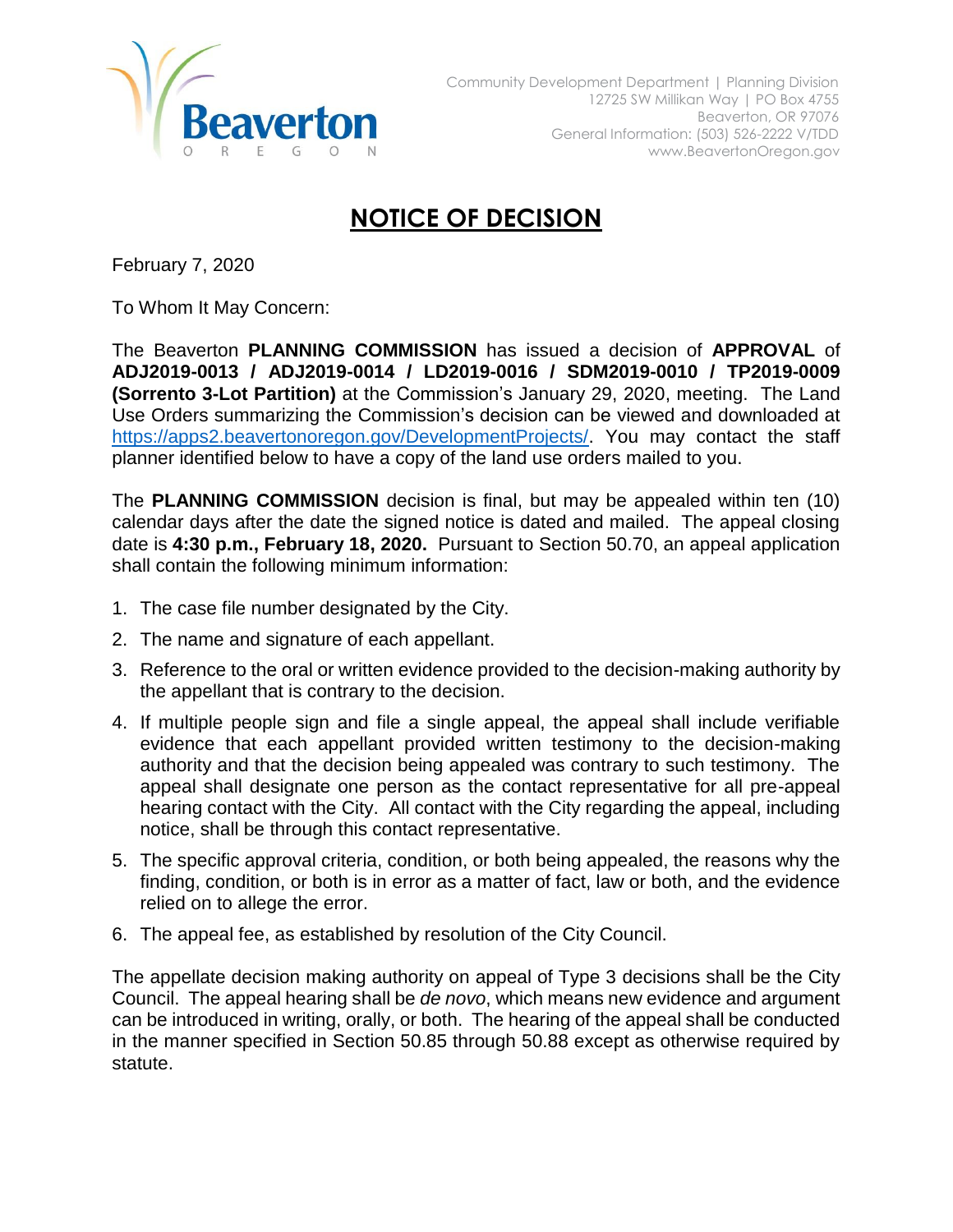Beaverton
OREGON

Community Development Department | Planning Division
12725 SW Millikan Way | PO Box 4755
Beaverton, OR 97076
General Information: (503) 526-2222 V/TDD
www.BeavertonOregon.gov

# NOTICE OF DECISION

February 7, 2020

To Whom It May Concern:

The Beaverton **PLANNING COMMISSION** has issued a decision of **APPROVAL** of **ADJ2019-0013 / ADJ2019-0014 / LD2019-0016 / SDM2019-0010 / TP2019-0009 (Sorrento 3-Lot Partition)** at the Commission's January 29, 2020, meeting. The Land Use Orders summarizing the Commission's decision can be viewed and downloaded at https://apps2.beavertonoregon.gov/DevelopmentProjects/. You may contact the staff planner identified below to have a copy of the land use orders mailed to you.

The **PLANNING COMMISSION** decision is final, but may be appealed within ten (10) calendar days after the date the signed notice is dated and mailed. The appeal closing date is **4:30 p.m., February 18, 2020.** Pursuant to Section 50.70, an appeal application shall contain the following minimum information:

1. The case file number designated by the City.
2. The name and signature of each appellant.
3. Reference to the oral or written evidence provided to the decision-making authority by the appellant that is contrary to the decision.
4. If multiple people sign and file a single appeal, the appeal shall include verifiable evidence that each appellant provided written testimony to the decision-making authority and that the decision being appealed was contrary to such testimony. The appeal shall designate one person as the contact representative for all pre-appeal hearing contact with the City. All contact with the City regarding the appeal, including notice, shall be through this contact representative.
5. The specific approval criteria, condition, or both being appealed, the reasons why the finding, condition, or both is in error as a matter of fact, law or both, and the evidence relied on to allege the error.
6. The appeal fee, as established by resolution of the City Council.

The appellate decision making authority on appeal of Type 3 decisions shall be the City Council. The appeal hearing shall be *de novo*, which means new evidence and argument can be introduced in writing, orally, or both. The hearing of the appeal shall be conducted in the manner specified in Section 50.85 through 50.88 except as otherwise required by statute.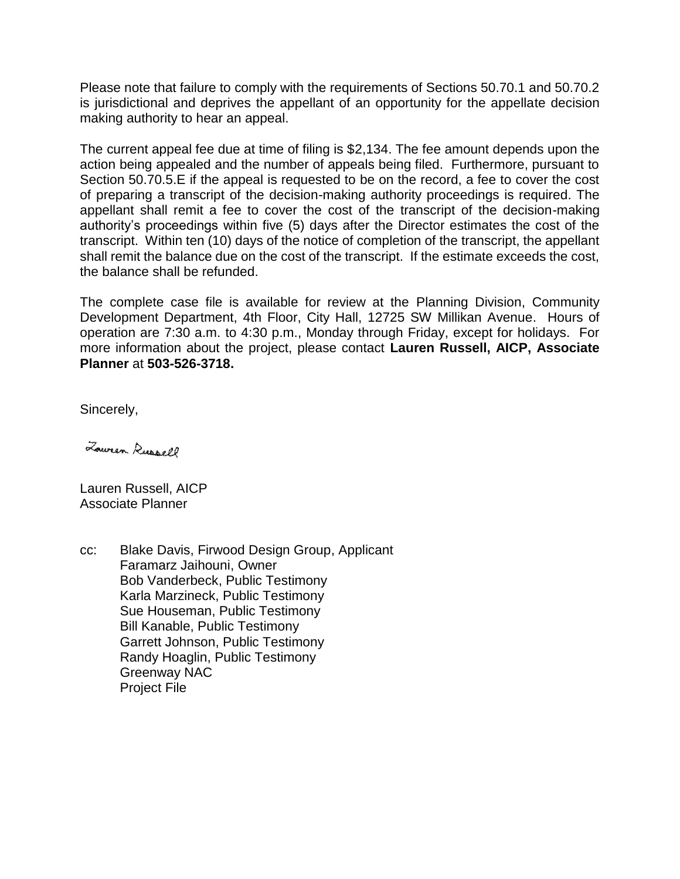Please note that failure to comply with the requirements of Sections 50.70.1 and 50.70.2 is jurisdictional and deprives the appellant of an opportunity for the appellate decision making authority to hear an appeal.

The current appeal fee due at time of filing is $2,134. The fee amount depends upon the action being appealed and the number of appeals being filed. Furthermore, pursuant to Section 50.70.5.E if the appeal is requested to be on the record, a fee to cover the cost of preparing a transcript of the decision-making authority proceedings is required. The appellant shall remit a fee to cover the cost of the transcript of the decision-making authority's proceedings within five (5) days after the Director estimates the cost of the transcript. Within ten (10) days of the notice of completion of the transcript, the appellant shall remit the balance due on the cost of the transcript. If the estimate exceeds the cost, the balance shall be refunded.

The complete case file is available for review at the Planning Division, Community Development Department, 4th Floor, City Hall, 12725 SW Millikan Avenue. Hours of operation are 7:30 a.m. to 4:30 p.m., Monday through Friday, except for holidays. For more information about the project, please contact **Lauren Russell, AICP, Associate Planner** at **503-526-3718.**

Sincerely,

Lauren Russell

Lauren Russell, AICP
Associate Planner

cc: Blake Davis, Firwood Design Group, Applicant
Faramarz Jaihouni, Owner
Bob Vanderbeck, Public Testimony
Karla Marzineck, Public Testimony
Sue Houseman, Public Testimony
Bill Kanable, Public Testimony
Garrett Johnson, Public Testimony
Randy Hoaglin, Public Testimony
Greenway NAC
Project File